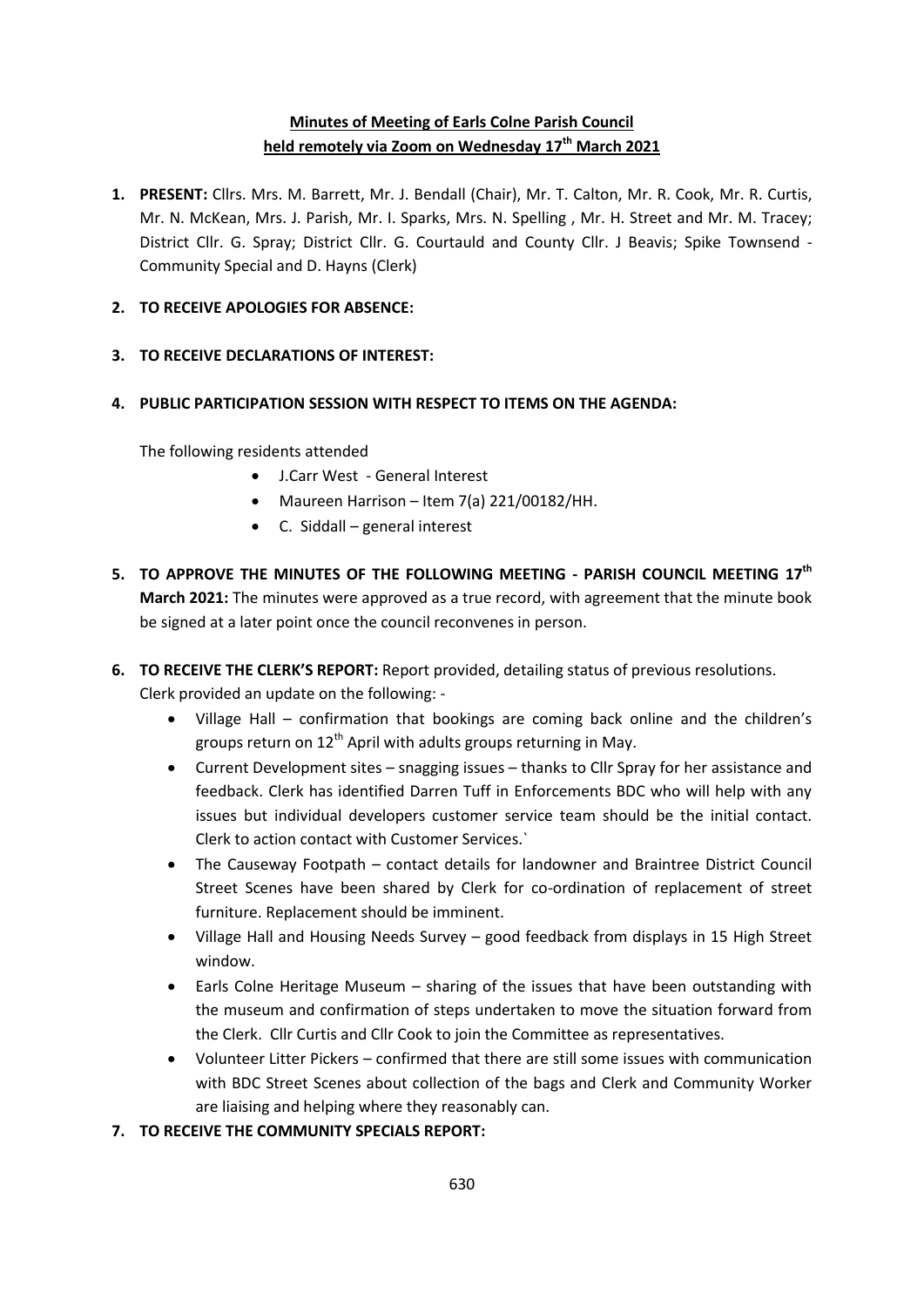# Minutes of Meeting of Earls Colne Parish Council held remotely via Zoom on Wednesday 17th March 2021

1. **PRESENT:** Cllrs. Mrs. M. Barrett, Mr. J. Bendall (Chair), Mr. T. Calton, Mr. R. Cook, Mr. R. Curtis, Mr. N. McKean, Mrs. J. Parish, Mr. I. Sparks, Mrs. N. Spelling , Mr. H. Street and Mr. M. Tracey; District Cllr. G. Spray; District Cllr. G. Courtauld and County Cllr. J Beavis; Spike Townsend - Community Special and D. Hayns (Clerk)

2. **TO RECEIVE APOLOGIES FOR ABSENCE:**

3. **TO RECEIVE DECLARATIONS OF INTEREST:**

4. **PUBLIC PARTICIPATION SESSION WITH RESPECT TO ITEMS ON THE AGENDA:**

   The following residents attended

   - J.Carr West - General Interest
   - Maureen Harrison – Item 7(a) 221/00182/HH.
   - C. Siddall – general interest

5. **TO APPROVE THE MINUTES OF THE FOLLOWING MEETING - PARISH COUNCIL MEETING 17th March 2021:** The minutes were approved as a true record, with agreement that the minute book be signed at a later point once the council reconvenes in person.

6. **TO RECEIVE THE CLERK'S REPORT:** Report provided, detailing status of previous resolutions. Clerk provided an update on the following: -

   - Village Hall – confirmation that bookings are coming back online and the children's groups return on 12th April with adults groups returning in May.
   - Current Development sites – snagging issues – thanks to Cllr Spray for her assistance and feedback. Clerk has identified Darren Tuff in Enforcements BDC who will help with any issues but individual developers customer service team should be the initial contact. Clerk to action contact with Customer Services.`
   - The Causeway Footpath – contact details for landowner and Braintree District Council Street Scenes have been shared by Clerk for co-ordination of replacement of street furniture. Replacement should be imminent.
   - Village Hall and Housing Needs Survey – good feedback from displays in 15 High Street window.
   - Earls Colne Heritage Museum – sharing of the issues that have been outstanding with the museum and confirmation of steps undertaken to move the situation forward from the Clerk. Cllr Curtis and Cllr Cook to join the Committee as representatives.
   - Volunteer Litter Pickers – confirmed that there are still some issues with communication with BDC Street Scenes about collection of the bags and Clerk and Community Worker are liaising and helping where they reasonably can.

7. **TO RECEIVE THE COMMUNITY SPECIALS REPORT:**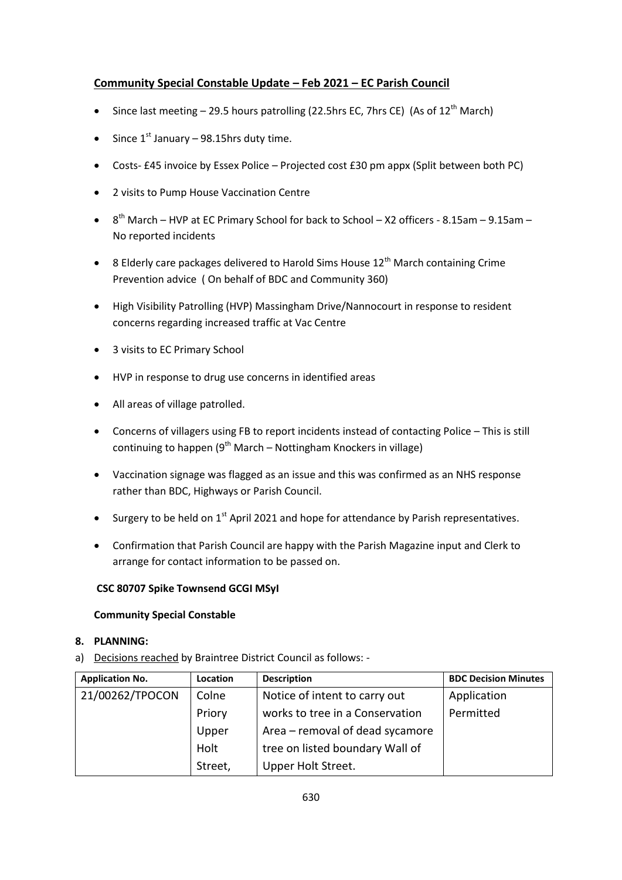## Community Special Constable Update – Feb 2021 – EC Parish Council

- Since last meeting – 29.5 hours patrolling (22.5hrs EC, 7hrs CE) (As of 12th March)
- Since 1st January – 98.15hrs duty time.
- Costs- £45 invoice by Essex Police – Projected cost £30 pm appx (Split between both PC)
- 2 visits to Pump House Vaccination Centre
- 8th March – HVP at EC Primary School for back to School – X2 officers - 8.15am – 9.15am – No reported incidents
- 8 Elderly care packages delivered to Harold Sims House 12th March containing Crime Prevention advice ( On behalf of BDC and Community 360)
- High Visibility Patrolling (HVP) Massingham Drive/Nannocourt in response to resident concerns regarding increased traffic at Vac Centre
- 3 visits to EC Primary School
- HVP in response to drug use concerns in identified areas
- All areas of village patrolled.
- Concerns of villagers using FB to report incidents instead of contacting Police – This is still continuing to happen (9th March – Nottingham Knockers in village)
- Vaccination signage was flagged as an issue and this was confirmed as an NHS response rather than BDC, Highways or Parish Council.
- Surgery to be held on 1st April 2021 and hope for attendance by Parish representatives.
- Confirmation that Parish Council are happy with the Parish Magazine input and Clerk to arrange for contact information to be passed on.

**CSC 80707 Spike Townsend GCGI MSyI**

**Community Special Constable**

**8. PLANNING:**

a) Decisions reached by Braintree District Council as follows: -

| Application No. | Location | Description | BDC Decision Minutes |
|---|---|---|---|
| 21/00262/TPOCON | Colne Priory Upper Holt Street, | Notice of intent to carry out works to tree in a Conservation Area – removal of dead sycamore tree on listed boundary Wall of Upper Holt Street. | Application Permitted |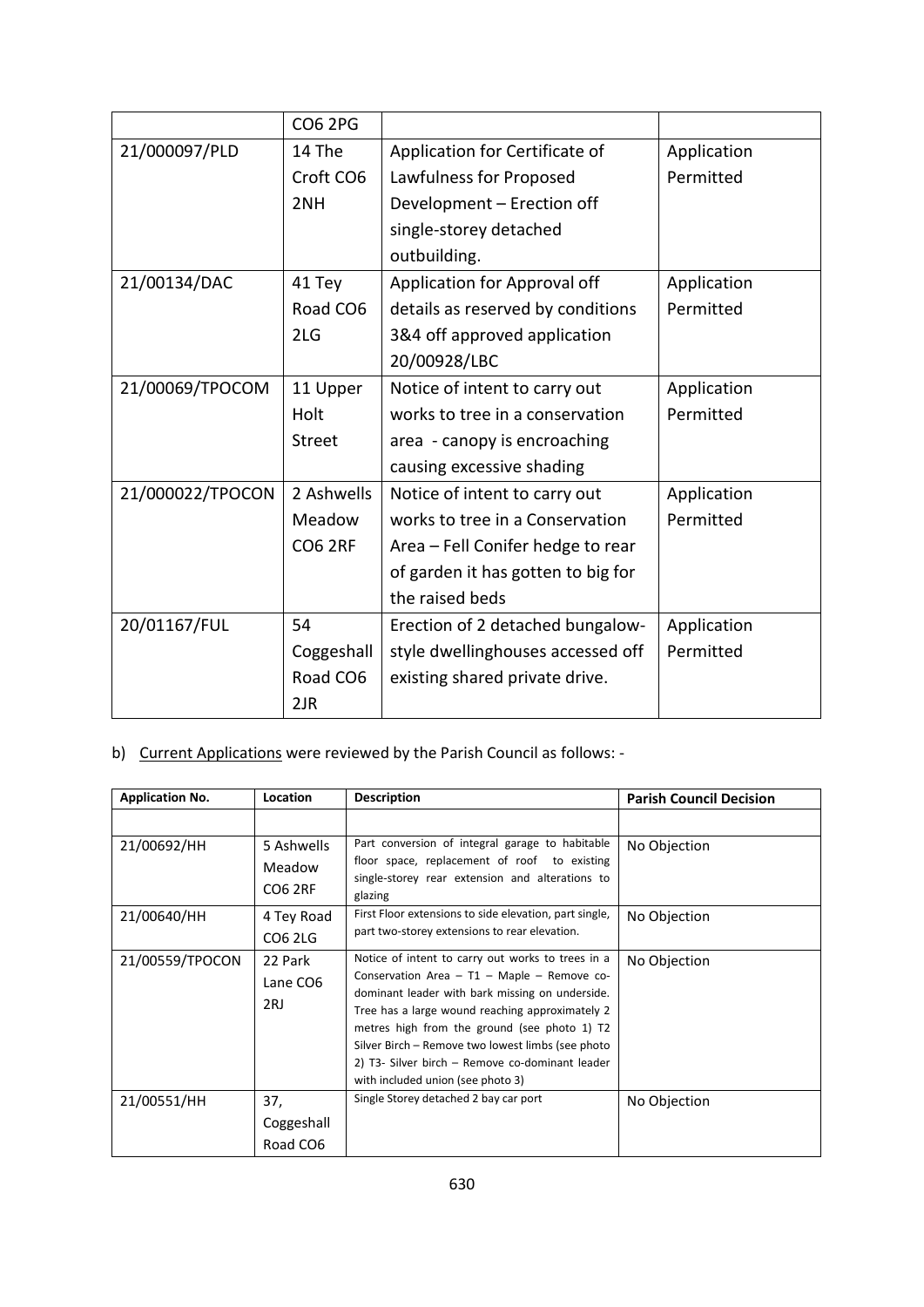| | | | |
|---|---|---|---|
| | CO6 2PG | | |
| 21/000097/PLD | 14 The Croft CO6 2NH | Application for Certificate of Lawfulness for Proposed Development – Erection off single-storey detached outbuilding. | Application Permitted |
| 21/00134/DAC | 41 Tey Road CO6 2LG | Application for Approval off details as reserved by conditions 3&4 off approved application 20/00928/LBC | Application Permitted |
| 21/00069/TPOCOM | 11 Upper Holt Street | Notice of intent to carry out works to tree in a conservation area - canopy is encroaching causing excessive shading | Application Permitted |
| 21/000022/TPOCON | 2 Ashwells Meadow CO6 2RF | Notice of intent to carry out works to tree in a Conservation Area – Fell Conifer hedge to rear of garden it has gotten to big for the raised beds | Application Permitted |
| 20/01167/FUL | 54 Coggeshall Road CO6 2JR | Erection of 2 detached bungalow-style dwellinghouses accessed off existing shared private drive. | Application Permitted |

b) Current Applications were reviewed by the Parish Council as follows: -

| Application No. | Location | Description | Parish Council Decision |
|---|---|---|---|
| | | | |
| 21/00692/HH | 5 Ashwells Meadow CO6 2RF | Part conversion of integral garage to habitable floor space, replacement of roof to existing single-storey rear extension and alterations to glazing | No Objection |
| 21/00640/HH | 4 Tey Road CO6 2LG | First Floor extensions to side elevation, part single, part two-storey extensions to rear elevation. | No Objection |
| 21/00559/TPOCON | 22 Park Lane CO6 2RJ | Notice of intent to carry out works to trees in a Conservation Area – T1 – Maple – Remove co-dominant leader with bark missing on underside. Tree has a large wound reaching approximately 2 metres high from the ground (see photo 1) T2 Silver Birch – Remove two lowest limbs (see photo 2) T3- Silver birch – Remove co-dominant leader with included union (see photo 3) | No Objection |
| 21/00551/HH | 37, Coggeshall Road CO6 | Single Storey detached 2 bay car port | No Objection |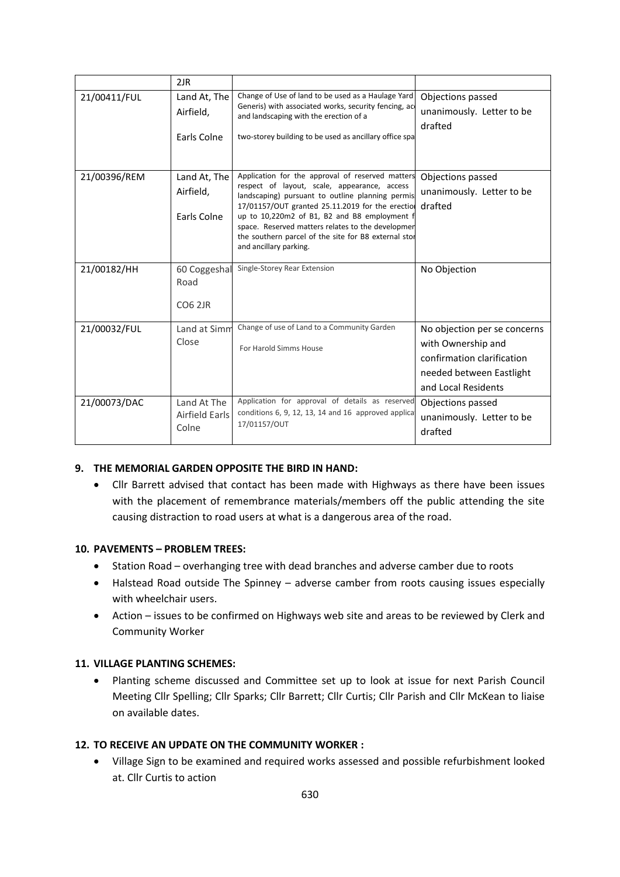| | | | |
|---|---|---|---|
| | 2JR | | |
| 21/00411/FUL | Land At, The Airfield, Earls Colne | Change of Use of land to be used as a Haulage Yard Generis) with associated works, security fencing, ac and landscaping with the erection of a two-storey building to be used as ancillary office spa | Objections passed unanimously. Letter to be drafted |
| 21/00396/REM | Land At, The Airfield, Earls Colne | Application for the approval of reserved matters respect of layout, scale, appearance, access landscaping) pursuant to outline planning permis 17/01157/OUT granted 25.11.2019 for the erectio up to 10,220m2 of B1, B2 and B8 employment f space. Reserved matters relates to the developmer the southern parcel of the site for B8 external stor and ancillary parking. | Objections passed unanimously. Letter to be drafted |
| 21/00182/HH | 60 Coggeshal Road CO6 2JR | Single-Storey Rear Extension | No Objection |
| 21/00032/FUL | Land at Simm Close | Change of use of Land to a Community Garden For Harold Simms House | No objection per se concerns with Ownership and confirmation clarification needed between Eastlight and Local Residents |
| 21/00073/DAC | Land At The Airfield Earls Colne | Application for approval of details as reserved conditions 6, 9, 12, 13, 14 and 16 approved applica 17/01157/OUT | Objections passed unanimously. Letter to be drafted |

**9. THE MEMORIAL GARDEN OPPOSITE THE BIRD IN HAND:**

- Cllr Barrett advised that contact has been made with Highways as there have been issues with the placement of remembrance materials/members off the public attending the site causing distraction to road users at what is a dangerous area of the road.

**10. PAVEMENTS – PROBLEM TREES:**

- Station Road – overhanging tree with dead branches and adverse camber due to roots
- Halstead Road outside The Spinney – adverse camber from roots causing issues especially with wheelchair users.
- Action – issues to be confirmed on Highways web site and areas to be reviewed by Clerk and Community Worker

**11. VILLAGE PLANTING SCHEMES:**

- Planting scheme discussed and Committee set up to look at issue for next Parish Council Meeting Cllr Spelling; Cllr Sparks; Cllr Barrett; Cllr Curtis; Cllr Parish and Cllr McKean to liaise on available dates.

**12. TO RECEIVE AN UPDATE ON THE COMMUNITY WORKER :**

- Village Sign to be examined and required works assessed and possible refurbishment looked at. Cllr Curtis to action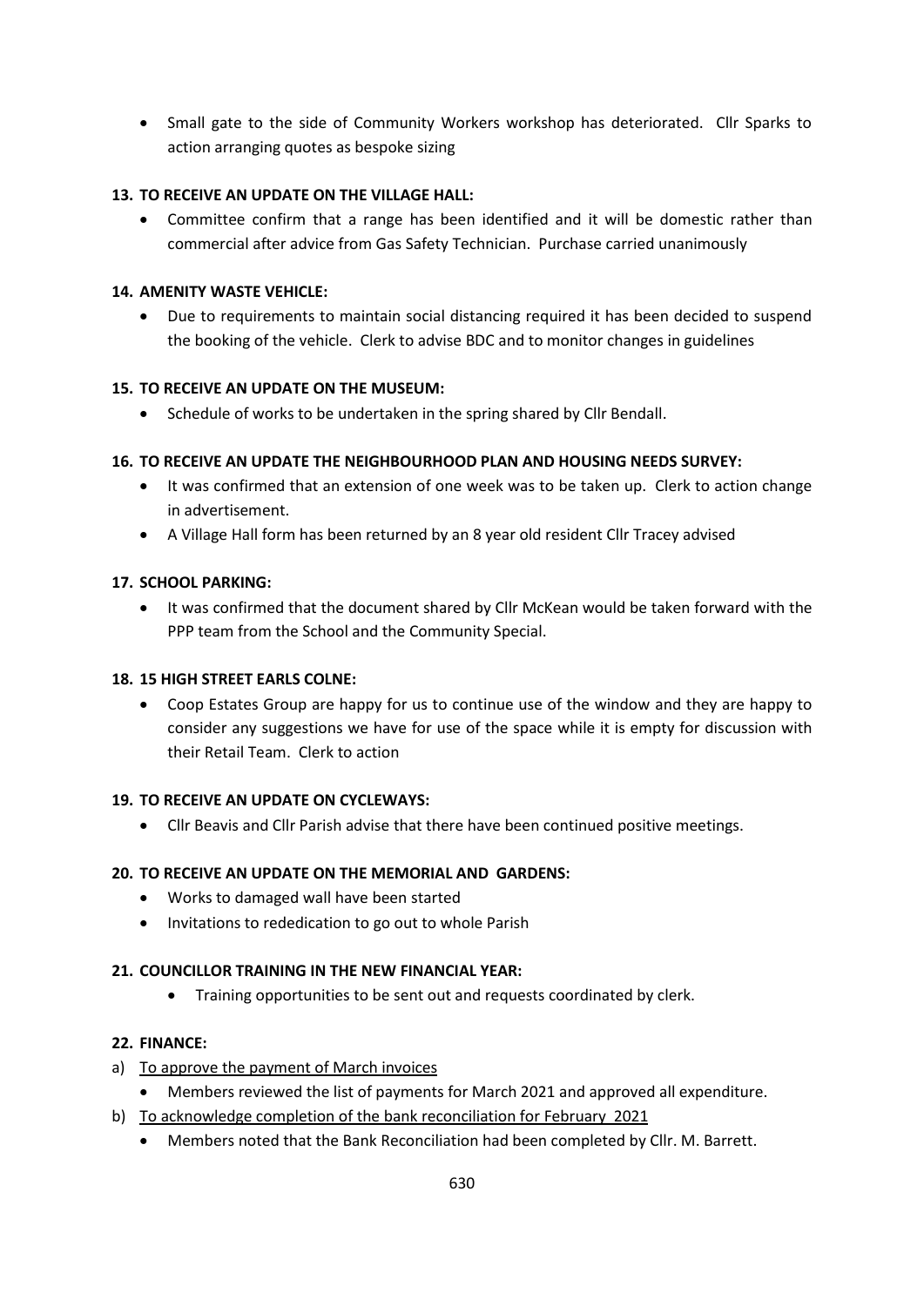- Small gate to the side of Community Workers workshop has deteriorated. Cllr Sparks to action arranging quotes as bespoke sizing

**13. TO RECEIVE AN UPDATE ON THE VILLAGE HALL:**

- Committee confirm that a range has been identified and it will be domestic rather than commercial after advice from Gas Safety Technician. Purchase carried unanimously

**14. AMENITY WASTE VEHICLE:**

- Due to requirements to maintain social distancing required it has been decided to suspend the booking of the vehicle. Clerk to advise BDC and to monitor changes in guidelines

**15. TO RECEIVE AN UPDATE ON THE MUSEUM:**

- Schedule of works to be undertaken in the spring shared by Cllr Bendall.

**16. TO RECEIVE AN UPDATE THE NEIGHBOURHOOD PLAN AND HOUSING NEEDS SURVEY:**

- It was confirmed that an extension of one week was to be taken up. Clerk to action change in advertisement.
- A Village Hall form has been returned by an 8 year old resident Cllr Tracey advised

**17. SCHOOL PARKING:**

- It was confirmed that the document shared by Cllr McKean would be taken forward with the PPP team from the School and the Community Special.

**18. 15 HIGH STREET EARLS COLNE:**

- Coop Estates Group are happy for us to continue use of the window and they are happy to consider any suggestions we have for use of the space while it is empty for discussion with their Retail Team. Clerk to action

**19. TO RECEIVE AN UPDATE ON CYCLEWAYS:**

- Cllr Beavis and Cllr Parish advise that there have been continued positive meetings.

**20. TO RECEIVE AN UPDATE ON THE MEMORIAL AND GARDENS:**

- Works to damaged wall have been started
- Invitations to rededication to go out to whole Parish

**21. COUNCILLOR TRAINING IN THE NEW FINANCIAL YEAR:**

- Training opportunities to be sent out and requests coordinated by clerk.

**22. FINANCE:**

a) To approve the payment of March invoices

- Members reviewed the list of payments for March 2021 and approved all expenditure.

b) To acknowledge completion of the bank reconciliation for February 2021

- Members noted that the Bank Reconciliation had been completed by Cllr. M. Barrett.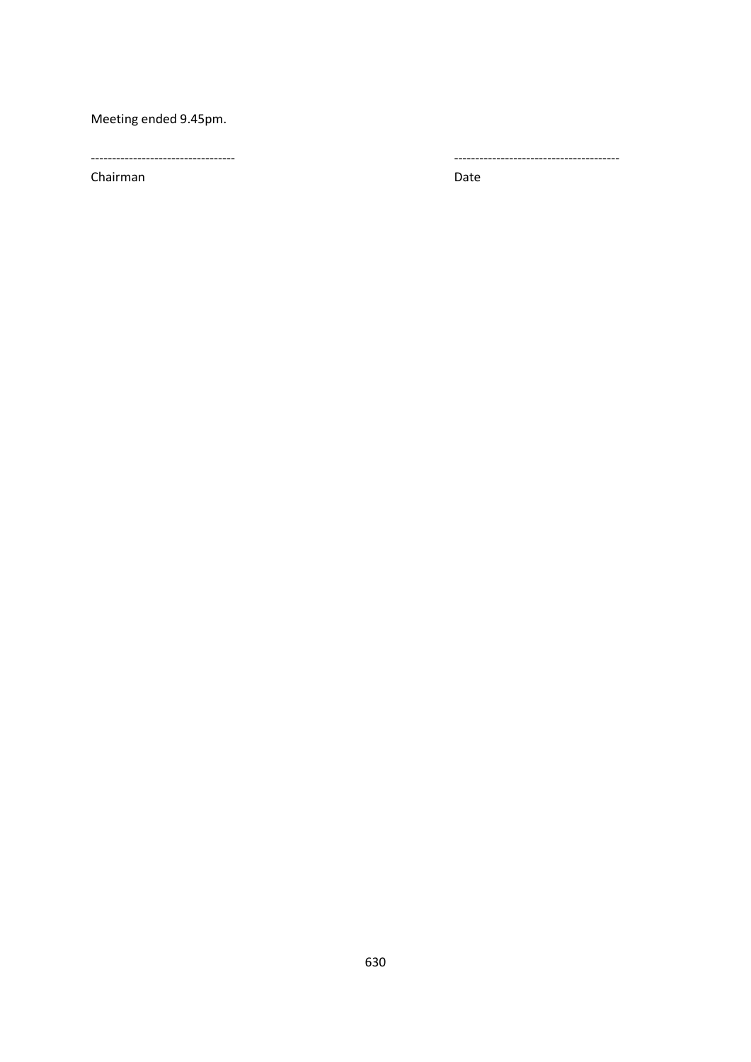Meeting ended 9.45pm.

| | |
|---|---|
| ---------------------------------- | -------------------------------------- |
| Chairman | Date |